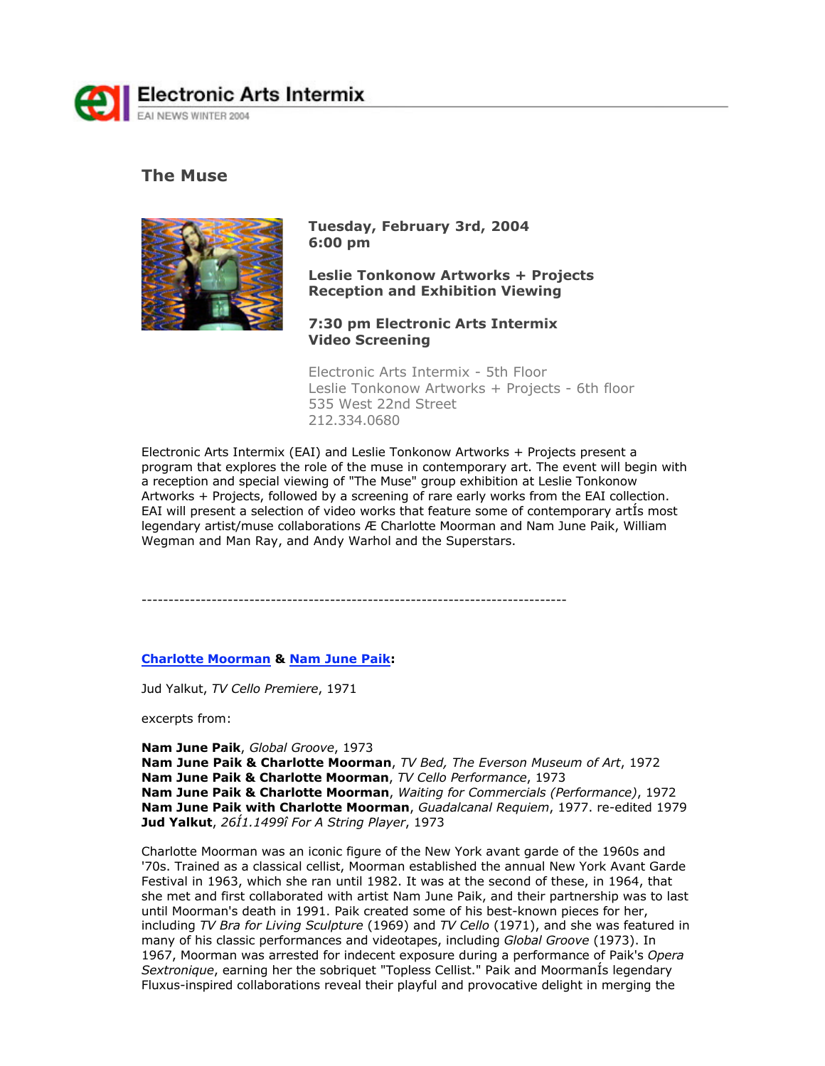Electronic Arts Intermix

EAI NEWS WINTER 2004

## The Muse

**Tuesday, February 3rd, 2004**
**6:00 pm**

**Leslie Tonkonow Artworks + Projects**
**Reception and Exhibition Viewing**

**7:30 pm Electronic Arts Intermix**
**Video Screening**

Electronic Arts Intermix - 5th Floor
Leslie Tonkonow Artworks + Projects - 6th floor
535 West 22nd Street
212.334.0680

Electronic Arts Intermix (EAI) and Leslie Tonkonow Artworks + Projects present a program that explores the role of the muse in contemporary art. The event will begin with a reception and special viewing of "The Muse" group exhibition at Leslie Tonkonow Artworks + Projects, followed by a screening of rare early works from the EAI collection. EAI will present a selection of video works that feature some of contemporary artÍs most legendary artist/muse collaborations Æ Charlotte Moorman and Nam June Paik, William Wegman and Man Ray, and Andy Warhol and the Superstars.

---

**Charlotte Moorman & Nam June Paik:**

Jud Yalkut, *TV Cello Premiere*, 1971

excerpts from:

**Nam June Paik**, *Global Groove*, 1973
**Nam June Paik**, *TV Bed, The Everson Museum of Art*, 1972
**Nam June Paik & Charlotte Moorman**, *TV Cello Performance*, 1973
**Nam June Paik & Charlotte Moorman**, *Waiting for Commercials (Performance)*, 1972
**Nam June Paik with Charlotte Moorman**, *Guadalcanal Requiem*, 1977. re-edited 1979
**Jud Yalkut**, *26Í1.1499î For A String Player*, 1973

Charlotte Moorman was an iconic figure of the New York avant garde of the 1960s and '70s. Trained as a classical cellist, Moorman established the annual New York Avant Garde Festival in 1963, which she ran until 1982. It was at the second of these, in 1964, that she met and first collaborated with artist Nam June Paik, and their partnership was to last until Moorman's death in 1991. Paik created some of his best-known pieces for her, including *TV Bra for Living Sculpture* (1969) and *TV Cello* (1971), and she was featured in many of his classic performances and videotapes, including *Global Groove* (1973). In 1967, Moorman was arrested for indecent exposure during a performance of Paik's *Opera Sextronique*, earning her the sobriquet "Topless Cellist." Paik and MoormanÍs legendary Fluxus-inspired collaborations reveal their playful and provocative delight in merging the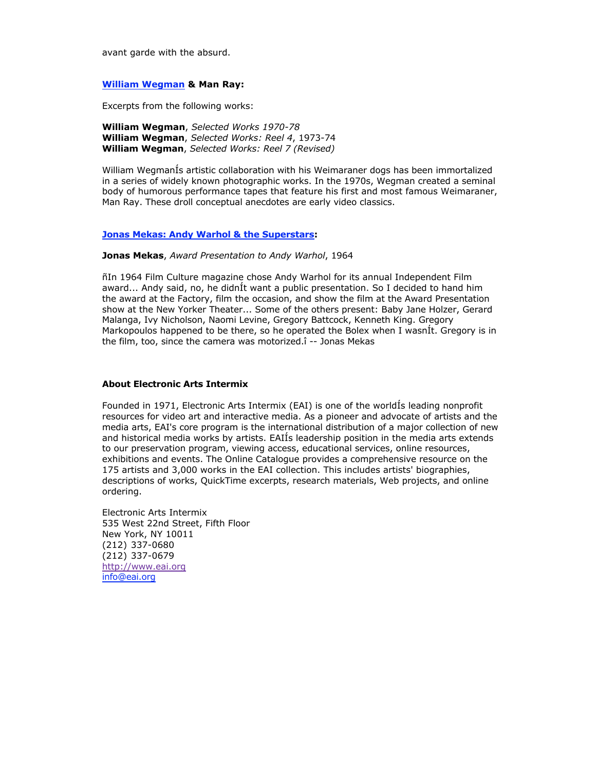avant garde with the absurd.

**William Wegman & Man Ray:**

Excerpts from the following works:

**William Wegman**, *Selected Works 1970-78*
**William Wegman**, *Selected Works: Reel 4*, 1973-74
**William Wegman**, *Selected Works: Reel 7 (Revised)*

William WegmanÍs artistic collaboration with his Weimaraner dogs has been immortalized in a series of widely known photographic works. In the 1970s, Wegman created a seminal body of humorous performance tapes that feature his first and most famous Weimaraner, Man Ray. These droll conceptual anecdotes are early video classics.

**Jonas Mekas: Andy Warhol & the Superstars:**

**Jonas Mekas**, *Award Presentation to Andy Warhol*, 1964

ñIn 1964 Film Culture magazine chose Andy Warhol for its annual Independent Film award... Andy said, no, he didnÍt want a public presentation. So I decided to hand him the award at the Factory, film the occasion, and show the film at the Award Presentation show at the New Yorker Theater... Some of the others present: Baby Jane Holzer, Gerard Malanga, Ivy Nicholson, Naomi Levine, Gregory Battcock, Kenneth King. Gregory Markopoulos happened to be there, so he operated the Bolex when I wasnÍt. Gregory is in the film, too, since the camera was motorized.î -- Jonas Mekas

**About Electronic Arts Intermix**

Founded in 1971, Electronic Arts Intermix (EAI) is one of the worldÍs leading nonprofit resources for video art and interactive media. As a pioneer and advocate of artists and the media arts, EAI's core program is the international distribution of a major collection of new and historical media works by artists. EAIÍs leadership position in the media arts extends to our preservation program, viewing access, educational services, online resources, exhibitions and events. The Online Catalogue provides a comprehensive resource on the 175 artists and 3,000 works in the EAI collection. This includes artists' biographies, descriptions of works, QuickTime excerpts, research materials, Web projects, and online ordering.

Electronic Arts Intermix
535 West 22nd Street, Fifth Floor
New York, NY 10011
(212) 337-0680
(212) 337-0679
http://www.eai.org
info@eai.org